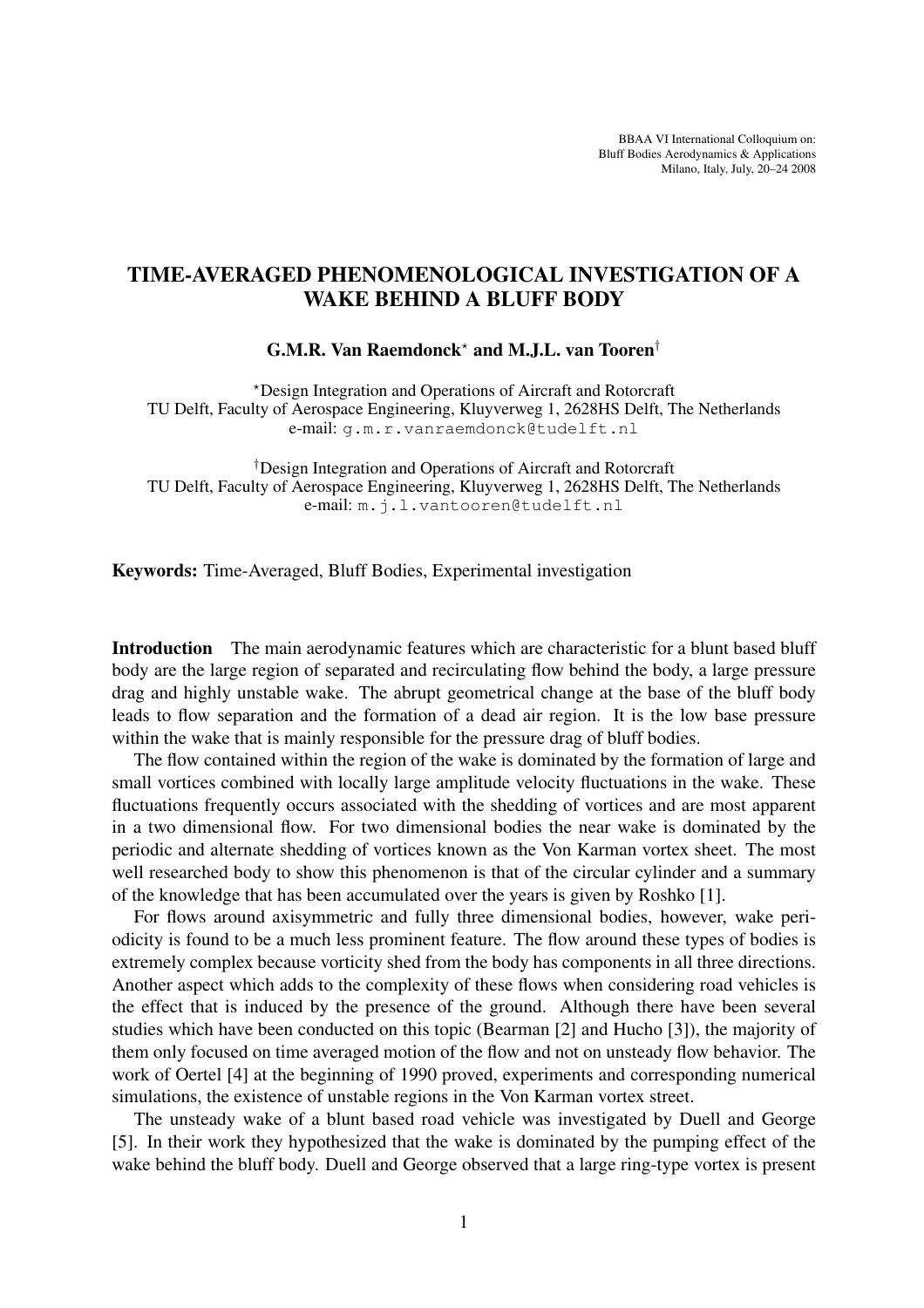BBAA VI International Colloquium on:
Bluff Bodies Aerodynamics & Applications
Milano, Italy, July, 20–24 2008

# TIME-AVERAGED PHENOMENOLOGICAL INVESTIGATION OF A WAKE BEHIND A BLUFF BODY

**G.M.R. Van Raemdonck*** **and M.J.L. van Tooren**†

*Design Integration and Operations of Aircraft and Rotorcraft
TU Delft, Faculty of Aerospace Engineering, Kluyverweg 1, 2628HS Delft, The Netherlands
e-mail: g.m.r.vanraemdonck@tudelft.nl

†Design Integration and Operations of Aircraft and Rotorcraft
TU Delft, Faculty of Aerospace Engineering, Kluyverweg 1, 2628HS Delft, The Netherlands
e-mail: m.j.l.vantooren@tudelft.nl

**Keywords:** Time-Averaged, Bluff Bodies, Experimental investigation

**Introduction** The main aerodynamic features which are characteristic for a blunt based bluff body are the large region of separated and recirculating flow behind the body, a large pressure drag and highly unstable wake. The abrupt geometrical change at the base of the bluff body leads to flow separation and the formation of a dead air region. It is the low base pressure within the wake that is mainly responsible for the pressure drag of bluff bodies.

The flow contained within the region of the wake is dominated by the formation of large and small vortices combined with locally large amplitude velocity fluctuations in the wake. These fluctuations frequently occurs associated with the shedding of vortices and are most apparent in a two dimensional flow. For two dimensional bodies the near wake is dominated by the periodic and alternate shedding of vortices known as the Von Karman vortex sheet. The most well researched body to show this phenomenon is that of the circular cylinder and a summary of the knowledge that has been accumulated over the years is given by Roshko [1].

For flows around axisymmetric and fully three dimensional bodies, however, wake periodicity is found to be a much less prominent feature. The flow around these types of bodies is extremely complex because vorticity shed from the body has components in all three directions. Another aspect which adds to the complexity of these flows when considering road vehicles is the effect that is induced by the presence of the ground. Although there have been several studies which have been conducted on this topic (Bearman [2] and Hucho [3]), the majority of them only focused on time averaged motion of the flow and not on unsteady flow behavior. The work of Oertel [4] at the beginning of 1990 proved, experiments and corresponding numerical simulations, the existence of unstable regions in the Von Karman vortex street.

The unsteady wake of a blunt based road vehicle was investigated by Duell and George [5]. In their work they hypothesized that the wake is dominated by the pumping effect of the wake behind the bluff body. Duell and George observed that a large ring-type vortex is present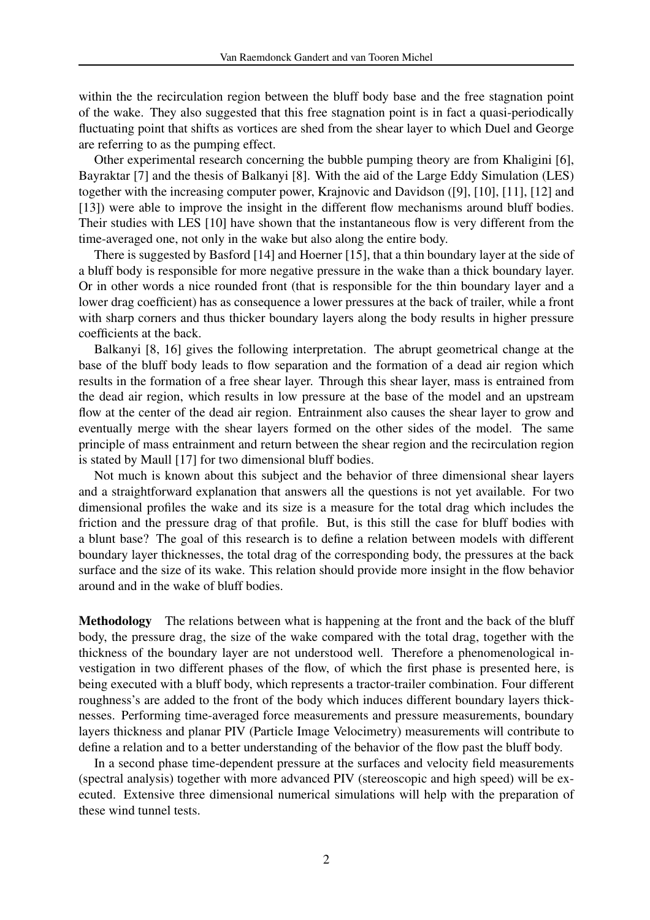within the the recirculation region between the bluff body base and the free stagnation point of the wake. They also suggested that this free stagnation point is in fact a quasi-periodically fluctuating point that shifts as vortices are shed from the shear layer to which Duel and George are referring to as the pumping effect.

Other experimental research concerning the bubble pumping theory are from Khaligini [6], Bayraktar [7] and the thesis of Balkanyi [8]. With the aid of the Large Eddy Simulation (LES) together with the increasing computer power, Krajnovic and Davidson ([9], [10], [11], [12] and [13]) were able to improve the insight in the different flow mechanisms around bluff bodies. Their studies with LES [10] have shown that the instantaneous flow is very different from the time-averaged one, not only in the wake but also along the entire body.

There is suggested by Basford [14] and Hoerner [15], that a thin boundary layer at the side of a bluff body is responsible for more negative pressure in the wake than a thick boundary layer. Or in other words a nice rounded front (that is responsible for the thin boundary layer and a lower drag coefficient) has as consequence a lower pressures at the back of trailer, while a front with sharp corners and thus thicker boundary layers along the body results in higher pressure coefficients at the back.

Balkanyi [8, 16] gives the following interpretation. The abrupt geometrical change at the base of the bluff body leads to flow separation and the formation of a dead air region which results in the formation of a free shear layer. Through this shear layer, mass is entrained from the dead air region, which results in low pressure at the base of the model and an upstream flow at the center of the dead air region. Entrainment also causes the shear layer to grow and eventually merge with the shear layers formed on the other sides of the model. The same principle of mass entrainment and return between the shear region and the recirculation region is stated by Maull [17] for two dimensional bluff bodies.

Not much is known about this subject and the behavior of three dimensional shear layers and a straightforward explanation that answers all the questions is not yet available. For two dimensional profiles the wake and its size is a measure for the total drag which includes the friction and the pressure drag of that profile. But, is this still the case for bluff bodies with a blunt base? The goal of this research is to define a relation between models with different boundary layer thicknesses, the total drag of the corresponding body, the pressures at the back surface and the size of its wake. This relation should provide more insight in the flow behavior around and in the wake of bluff bodies.

**Methodology** The relations between what is happening at the front and the back of the bluff body, the pressure drag, the size of the wake compared with the total drag, together with the thickness of the boundary layer are not understood well. Therefore a phenomenological investigation in two different phases of the flow, of which the first phase is presented here, is being executed with a bluff body, which represents a tractor-trailer combination. Four different roughness's are added to the front of the body which induces different boundary layers thicknesses. Performing time-averaged force measurements and pressure measurements, boundary layers thickness and planar PIV (Particle Image Velocimetry) measurements will contribute to define a relation and to a better understanding of the behavior of the flow past the bluff body.

In a second phase time-dependent pressure at the surfaces and velocity field measurements (spectral analysis) together with more advanced PIV (stereoscopic and high speed) will be executed. Extensive three dimensional numerical simulations will help with the preparation of these wind tunnel tests.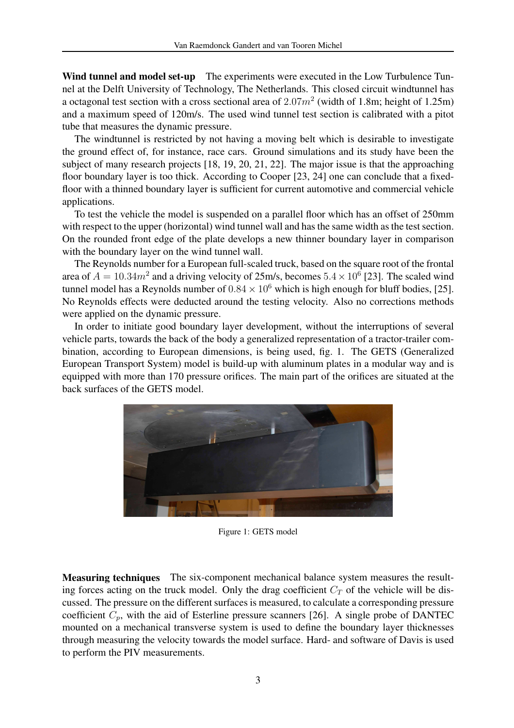**Wind tunnel and model set-up** The experiments were executed in the Low Turbulence Tunnel at the Delft University of Technology, The Netherlands. This closed circuit windtunnel has a octagonal test section with a cross sectional area of $2.07m^2$ (width of 1.8m; height of 1.25m) and a maximum speed of 120m/s. The used wind tunnel test section is calibrated with a pitot tube that measures the dynamic pressure.

The windtunnel is restricted by not having a moving belt which is desirable to investigate the ground effect of, for instance, race cars. Ground simulations and its study have been the subject of many research projects [18, 19, 20, 21, 22]. The major issue is that the approaching floor boundary layer is too thick. According to Cooper [23, 24] one can conclude that a fixed-floor with a thinned boundary layer is sufficient for current automotive and commercial vehicle applications.

To test the vehicle the model is suspended on a parallel floor which has an offset of 250mm with respect to the upper (horizontal) wind tunnel wall and has the same width as the test section. On the rounded front edge of the plate develops a new thinner boundary layer in comparison with the boundary layer on the wind tunnel wall.

The Reynolds number for a European full-scaled truck, based on the square root of the frontal area of $A = 10.34m^2$ and a driving velocity of 25m/s, becomes $5.4 \times 10^6$ [23]. The scaled wind tunnel model has a Reynolds number of $0.84 \times 10^6$ which is high enough for bluff bodies, [25]. No Reynolds effects were deducted around the testing velocity. Also no corrections methods were applied on the dynamic pressure.

In order to initiate good boundary layer development, without the interruptions of several vehicle parts, towards the back of the body a generalized representation of a tractor-trailer combination, according to European dimensions, is being used, fig. 1. The GETS (Generalized European Transport System) model is build-up with aluminum plates in a modular way and is equipped with more than 170 pressure orifices. The main part of the orifices are situated at the back surfaces of the GETS model.

Figure 1: GETS model

**Measuring techniques** The six-component mechanical balance system measures the resulting forces acting on the truck model. Only the drag coefficient $C_T$ of the vehicle will be discussed. The pressure on the different surfaces is measured, to calculate a corresponding pressure coefficient $C_p$, with the aid of Esterline pressure scanners [26]. A single probe of DANTEC mounted on a mechanical transverse system is used to define the boundary layer thicknesses through measuring the velocity towards the model surface. Hard- and software of Davis is used to perform the PIV measurements.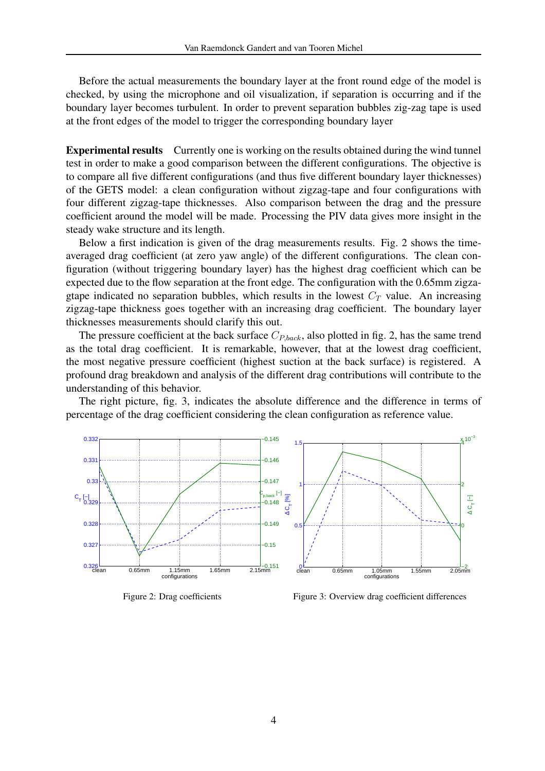Before the actual measurements the boundary layer at the front round edge of the model is checked, by using the microphone and oil visualization, if separation is occurring and if the boundary layer becomes turbulent. In order to prevent separation bubbles zig-zag tape is used at the front edges of the model to trigger the corresponding boundary layer

**Experimental results** Currently one is working on the results obtained during the wind tunnel test in order to make a good comparison between the different configurations. The objective is to compare all five different configurations (and thus five different boundary layer thicknesses) of the GETS model: a clean configuration without zigzag-tape and four configurations with four different zigzag-tape thicknesses. Also comparison between the drag and the pressure coefficient around the model will be made. Processing the PIV data gives more insight in the steady wake structure and its length.

Below a first indication is given of the drag measurements results. Fig. 2 shows the time-averaged drag coefficient (at zero yaw angle) of the different configurations. The clean configuration (without triggering boundary layer) has the highest drag coefficient which can be expected due to the flow separation at the front edge. The configuration with the 0.65mm zigzagtape indicated no separation bubbles, which results in the lowest $C_T$ value. An increasing zigzag-tape thickness goes together with an increasing drag coefficient. The boundary layer thicknesses measurements should clarify this out.

The pressure coefficient at the back surface $C_{P,back}$, also plotted in fig. 2, has the same trend as the total drag coefficient. It is remarkable, however, that at the lowest drag coefficient, the most negative pressure coefficient (highest suction at the back surface) is registered. A profound drag breakdown and analysis of the different drag contributions will contribute to the understanding of this behavior.

The right picture, fig. 3, indicates the absolute difference and the difference in terms of percentage of the drag coefficient considering the clean configuration as reference value.

Figure 2: Drag coefficients

Figure 3: Overview drag coefficient differences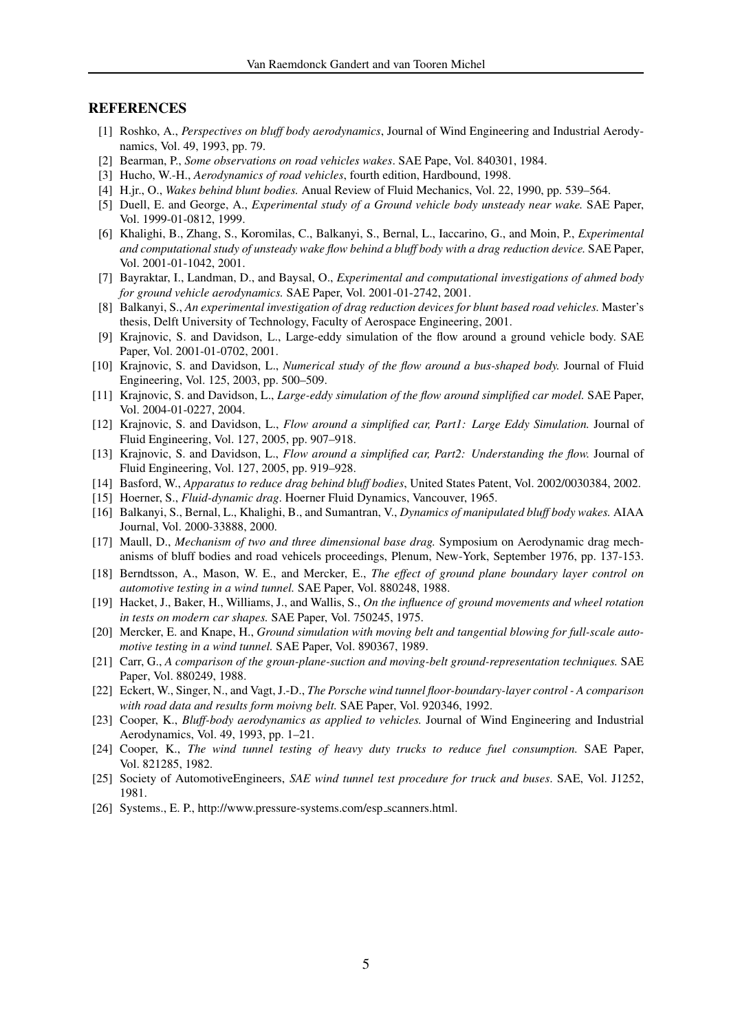## REFERENCES

[1] Roshko, A., *Perspectives on bluff body aerodynamics*, Journal of Wind Engineering and Industrial Aerodynamics, Vol. 49, 1993, pp. 79.

[2] Bearman, P., *Some observations on road vehicles wakes*. SAE Pape, Vol. 840301, 1984.

[3] Hucho, W.-H., *Aerodynamics of road vehicles*, fourth edition, Hardbound, 1998.

[4] H.jr., O., *Wakes behind blunt bodies.* Anual Review of Fluid Mechanics, Vol. 22, 1990, pp. 539–564.

[5] Duell, E. and George, A., *Experimental study of a Ground vehicle body unsteady near wake.* SAE Paper, Vol. 1999-01-0812, 1999.

[6] Khalighi, B., Zhang, S., Koromilas, C., Balkanyi, S., Bernal, L., Iaccarino, G., and Moin, P., *Experimental and computational study of unsteady wake flow behind a bluff body with a drag reduction device.* SAE Paper, Vol. 2001-01-1042, 2001.

[7] Bayraktar, I., Landman, D., and Baysal, O., *Experimental and computational investigations of ahmed body for ground vehicle aerodynamics.* SAE Paper, Vol. 2001-01-2742, 2001.

[8] Balkanyi, S., *An experimental investigation of drag reduction devices for blunt based road vehicles.* Master's thesis, Delft University of Technology, Faculty of Aerospace Engineering, 2001.

[9] Krajnovic, S. and Davidson, L., Large-eddy simulation of the flow around a ground vehicle body. SAE Paper, Vol. 2001-01-0702, 2001.

[10] Krajnovic, S. and Davidson, L., *Numerical study of the flow around a bus-shaped body.* Journal of Fluid Engineering, Vol. 125, 2003, pp. 500–509.

[11] Krajnovic, S. and Davidson, L., *Large-eddy simulation of the flow around simplified car model.* SAE Paper, Vol. 2004-01-0227, 2004.

[12] Krajnovic, S. and Davidson, L., *Flow around a simplified car, Part1: Large Eddy Simulation.* Journal of Fluid Engineering, Vol. 127, 2005, pp. 907–918.

[13] Krajnovic, S. and Davidson, L., *Flow around a simplified car, Part2: Understanding the flow.* Journal of Fluid Engineering, Vol. 127, 2005, pp. 919–928.

[14] Basford, W., *Apparatus to reduce drag behind bluff bodies*, United States Patent, Vol. 2002/0030384, 2002.

[15] Hoerner, S., *Fluid-dynamic drag*. Hoerner Fluid Dynamics, Vancouver, 1965.

[16] Balkanyi, S., Bernal, L., Khalighi, B., and Sumantran, V., *Dynamics of manipulated bluff body wakes.* AIAA Journal, Vol. 2000-33888, 2000.

[17] Maull, D., *Mechanism of two and three dimensional base drag.* Symposium on Aerodynamic drag mechanisms of bluff bodies and road vehicels proceedings, Plenum, New-York, September 1976, pp. 137-153.

[18] Berndtsson, A., Mason, W. E., and Mercker, E., *The effect of ground plane boundary layer control on automotive testing in a wind tunnel.* SAE Paper, Vol. 880248, 1988.

[19] Hacket, J., Baker, H., Williams, J., and Wallis, S., *On the influence of ground movements and wheel rotation in tests on modern car shapes.* SAE Paper, Vol. 750245, 1975.

[20] Mercker, E. and Knape, H., *Ground simulation with moving belt and tangential blowing for full-scale automotive testing in a wind tunnel.* SAE Paper, Vol. 890367, 1989.

[21] Carr, G., *A comparison of the groun-plane-suction and moving-belt ground-representation techniques.* SAE Paper, Vol. 880249, 1988.

[22] Eckert, W., Singer, N., and Vagt, J.-D., *The Porsche wind tunnel floor-boundary-layer control - A comparison with road data and results form moivng belt.* SAE Paper, Vol. 920346, 1992.

[23] Cooper, K., *Bluff-body aerodynamics as applied to vehicles.* Journal of Wind Engineering and Industrial Aerodynamics, Vol. 49, 1993, pp. 1–21.

[24] Cooper, K., *The wind tunnel testing of heavy duty trucks to reduce fuel consumption.* SAE Paper, Vol. 821285, 1982.

[25] Society of AutomotiveEngineers, *SAE wind tunnel test procedure for truck and buses*. SAE, Vol. J1252, 1981.

[26] Systems., E. P., http://www.pressure-systems.com/esp_scanners.html.